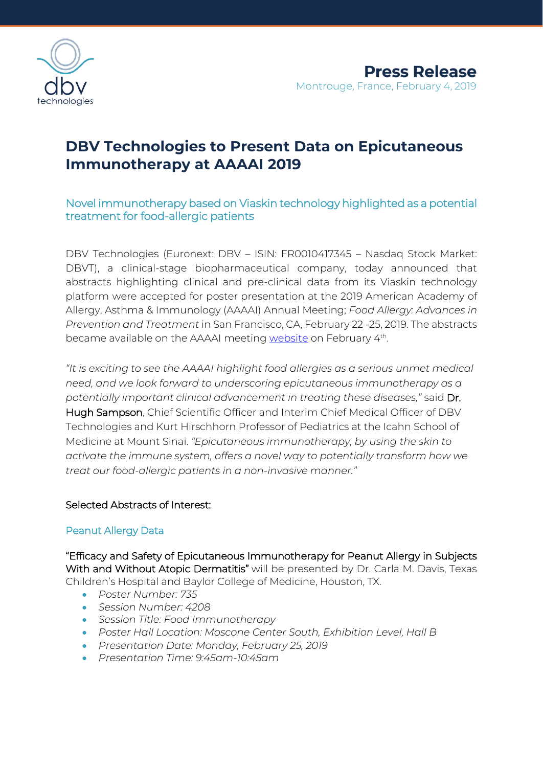**Press Release**
Montrouge, France, February 4, 2019

# DBV Technologies to Present Data on Epicutaneous Immunotherapy at AAAAI 2019

## Novel immunotherapy based on Viaskin technology highlighted as a potential treatment for food-allergic patients

DBV Technologies (Euronext: DBV – ISIN: FR0010417345 – Nasdaq Stock Market: DBVT), a clinical-stage biopharmaceutical company, today announced that abstracts highlighting clinical and pre-clinical data from its Viaskin technology platform were accepted for poster presentation at the 2019 American Academy of Allergy, Asthma & Immunology (AAAAI) Annual Meeting; *Food Allergy: Advances in Prevention and Treatment* in San Francisco, CA, February 22 -25, 2019. The abstracts became available on the AAAAI meeting website on February 4th.

*"It is exciting to see the AAAAI highlight food allergies as a serious unmet medical need, and we look forward to underscoring epicutaneous immunotherapy as a potentially important clinical advancement in treating these diseases,"* said Dr. Hugh Sampson, Chief Scientific Officer and Interim Chief Medical Officer of DBV Technologies and Kurt Hirschhorn Professor of Pediatrics at the Icahn School of Medicine at Mount Sinai. *"Epicutaneous immunotherapy, by using the skin to activate the immune system, offers a novel way to potentially transform how we treat our food-allergic patients in a non-invasive manner."*

Selected Abstracts of Interest:

### Peanut Allergy Data

"Efficacy and Safety of Epicutaneous Immunotherapy for Peanut Allergy in Subjects With and Without Atopic Dermatitis" will be presented by Dr. Carla M. Davis, Texas Children's Hospital and Baylor College of Medicine, Houston, TX.

- *Poster Number: 735*
- *Session Number: 4208*
- *Session Title: Food Immunotherapy*
- *Poster Hall Location: Moscone Center South, Exhibition Level, Hall B*
- *Presentation Date: Monday, February 25, 2019*
- *Presentation Time: 9:45am-10:45am*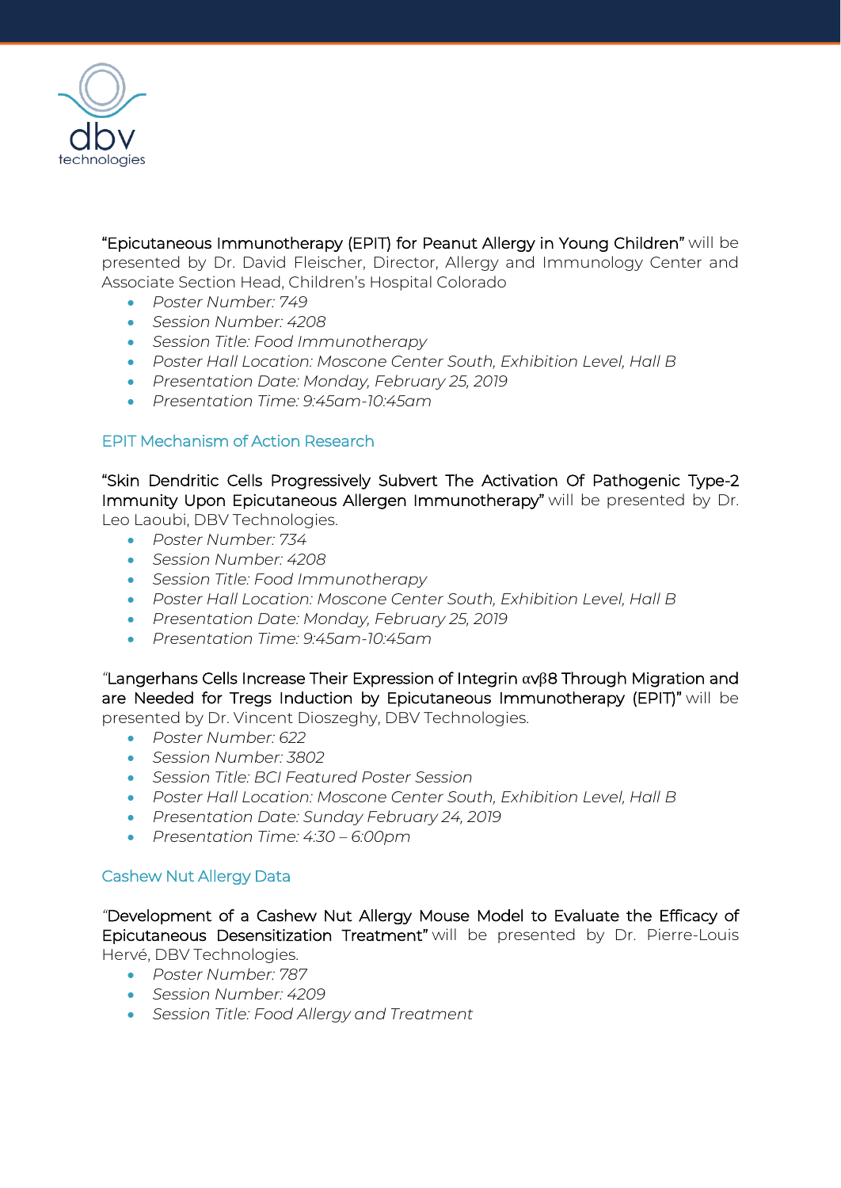**"Epicutaneous Immunotherapy (EPIT) for Peanut Allergy in Young Children"** will be presented by Dr. David Fleischer, Director, Allergy and Immunology Center and Associate Section Head, Children's Hospital Colorado

- *Poster Number: 749*
- *Session Number: 4208*
- *Session Title: Food Immunotherapy*
- *Poster Hall Location: Moscone Center South, Exhibition Level, Hall B*
- *Presentation Date: Monday, February 25, 2019*
- *Presentation Time: 9:45am-10:45am*

## EPIT Mechanism of Action Research

**"Skin Dendritic Cells Progressively Subvert The Activation Of Pathogenic Type-2 Immunity Upon Epicutaneous Allergen Immunotherapy"** will be presented by Dr. Leo Laoubi, DBV Technologies.

- *Poster Number: 734*
- *Session Number: 4208*
- *Session Title: Food Immunotherapy*
- *Poster Hall Location: Moscone Center South, Exhibition Level, Hall B*
- *Presentation Date: Monday, February 25, 2019*
- *Presentation Time: 9:45am-10:45am*

"**Langerhans Cells Increase Their Expression of Integrin αvβ8 Through Migration and are Needed for Tregs Induction by Epicutaneous Immunotherapy (EPIT)"** will be presented by Dr. Vincent Dioszeghy, DBV Technologies.

- *Poster Number: 622*
- *Session Number: 3802*
- *Session Title: BCI Featured Poster Session*
- *Poster Hall Location: Moscone Center South, Exhibition Level, Hall B*
- *Presentation Date: Sunday February 24, 2019*
- *Presentation Time: 4:30 – 6:00pm*

## Cashew Nut Allergy Data

"**Development of a Cashew Nut Allergy Mouse Model to Evaluate the Efficacy of Epicutaneous Desensitization Treatment"** will be presented by Dr. Pierre-Louis Hervé, DBV Technologies.

- *Poster Number: 787*
- *Session Number: 4209*
- *Session Title: Food Allergy and Treatment*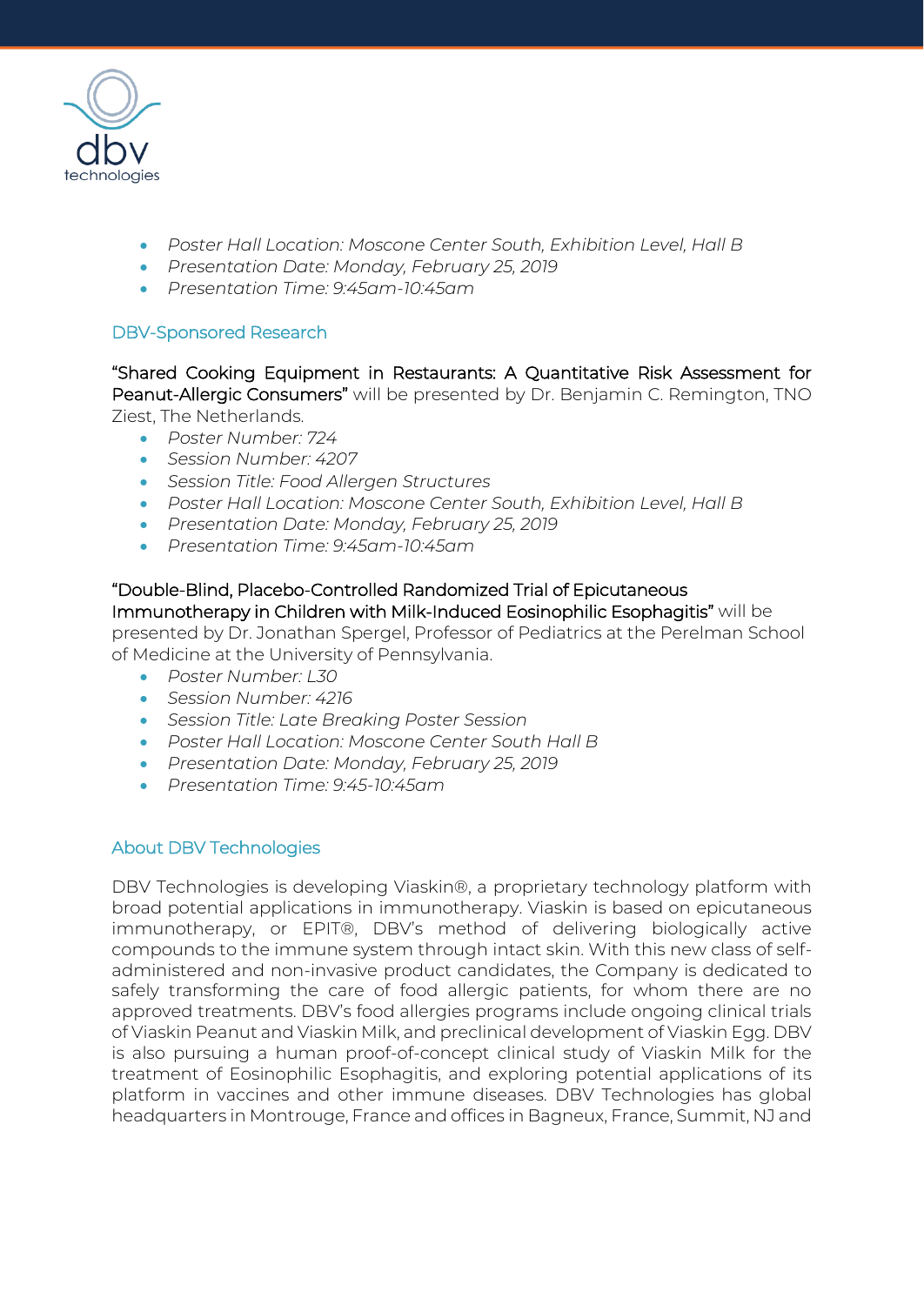- *Poster Hall Location: Moscone Center South, Exhibition Level, Hall B*
- *Presentation Date: Monday, February 25, 2019*
- *Presentation Time: 9:45am-10:45am*

## DBV-Sponsored Research

**"Shared Cooking Equipment in Restaurants: A Quantitative Risk Assessment for Peanut-Allergic Consumers"** will be presented by Dr. Benjamin C. Remington, TNO Ziest, The Netherlands.

- *Poster Number: 724*
- *Session Number: 4207*
- *Session Title: Food Allergen Structures*
- *Poster Hall Location: Moscone Center South, Exhibition Level, Hall B*
- *Presentation Date: Monday, February 25, 2019*
- *Presentation Time: 9:45am-10:45am*

**"Double-Blind, Placebo-Controlled Randomized Trial of Epicutaneous Immunotherapy in Children with Milk-Induced Eosinophilic Esophagitis"** will be presented by Dr. Jonathan Spergel, Professor of Pediatrics at the Perelman School of Medicine at the University of Pennsylvania.

- *Poster Number: L30*
- *Session Number: 4216*
- *Session Title: Late Breaking Poster Session*
- *Poster Hall Location: Moscone Center South Hall B*
- *Presentation Date: Monday, February 25, 2019*
- *Presentation Time: 9:45-10:45am*

## About DBV Technologies

DBV Technologies is developing Viaskin®, a proprietary technology platform with broad potential applications in immunotherapy. Viaskin is based on epicutaneous immunotherapy, or EPIT®, DBV's method of delivering biologically active compounds to the immune system through intact skin. With this new class of self-administered and non-invasive product candidates, the Company is dedicated to safely transforming the care of food allergic patients, for whom there are no approved treatments. DBV's food allergies programs include ongoing clinical trials of Viaskin Peanut and Viaskin Milk, and preclinical development of Viaskin Egg. DBV is also pursuing a human proof-of-concept clinical study of Viaskin Milk for the treatment of Eosinophilic Esophagitis, and exploring potential applications of its platform in vaccines and other immune diseases. DBV Technologies has global headquarters in Montrouge, France and offices in Bagneux, France, Summit, NJ and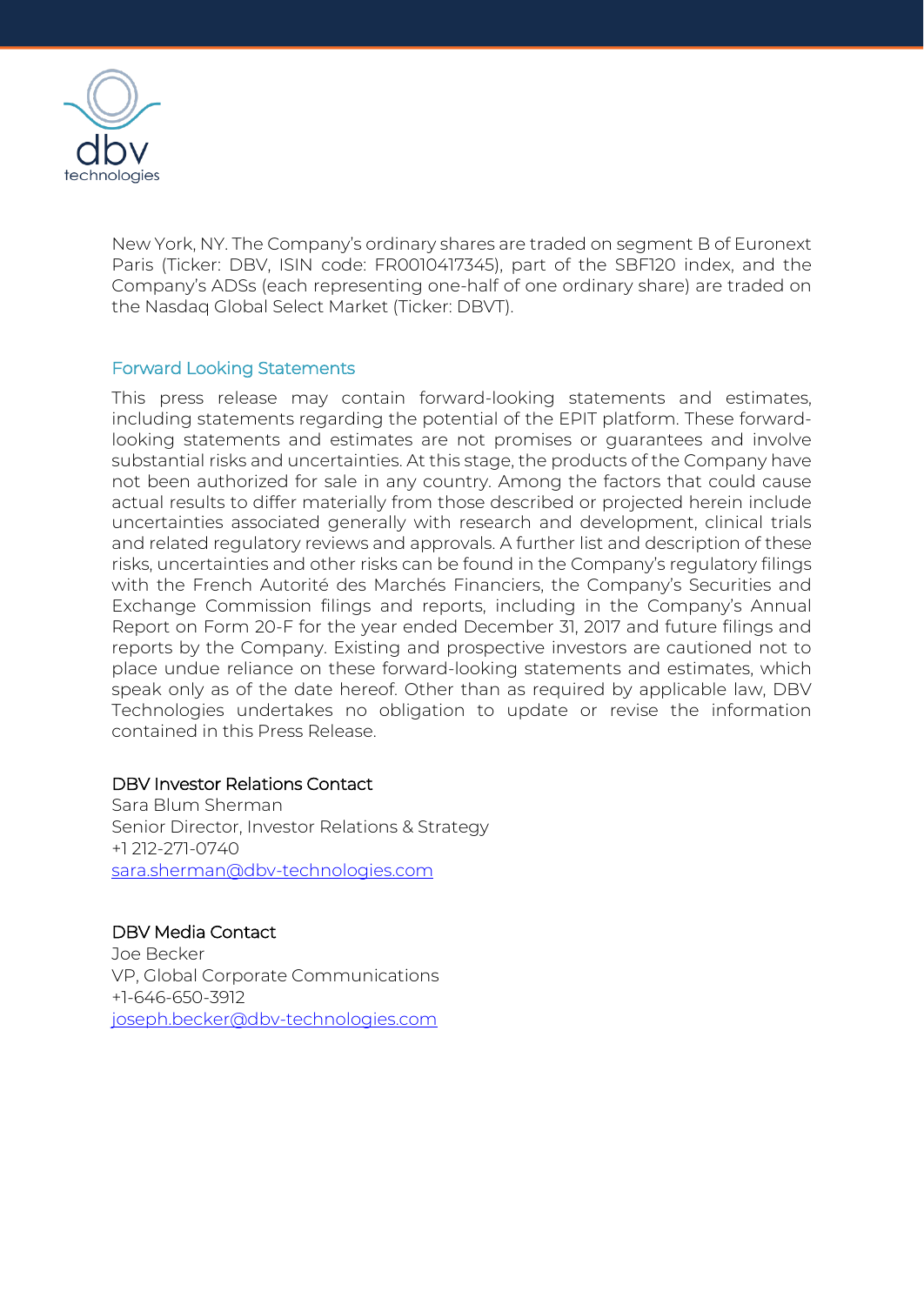New York, NY. The Company's ordinary shares are traded on segment B of Euronext Paris (Ticker: DBV, ISIN code: FR0010417345), part of the SBF120 index, and the Company's ADSs (each representing one-half of one ordinary share) are traded on the Nasdaq Global Select Market (Ticker: DBVT).

## Forward Looking Statements

This press release may contain forward-looking statements and estimates, including statements regarding the potential of the EPIT platform. These forward-looking statements and estimates are not promises or guarantees and involve substantial risks and uncertainties. At this stage, the products of the Company have not been authorized for sale in any country. Among the factors that could cause actual results to differ materially from those described or projected herein include uncertainties associated generally with research and development, clinical trials and related regulatory reviews and approvals. A further list and description of these risks, uncertainties and other risks can be found in the Company's regulatory filings with the French Autorité des Marchés Financiers, the Company's Securities and Exchange Commission filings and reports, including in the Company's Annual Report on Form 20-F for the year ended December 31, 2017 and future filings and reports by the Company. Existing and prospective investors are cautioned not to place undue reliance on these forward-looking statements and estimates, which speak only as of the date hereof. Other than as required by applicable law, DBV Technologies undertakes no obligation to update or revise the information contained in this Press Release.

**DBV Investor Relations Contact**
Sara Blum Sherman
Senior Director, Investor Relations & Strategy
+1 212-271-0740
sara.sherman@dbv-technologies.com

**DBV Media Contact**
Joe Becker
VP, Global Corporate Communications
+1-646-650-3912
joseph.becker@dbv-technologies.com